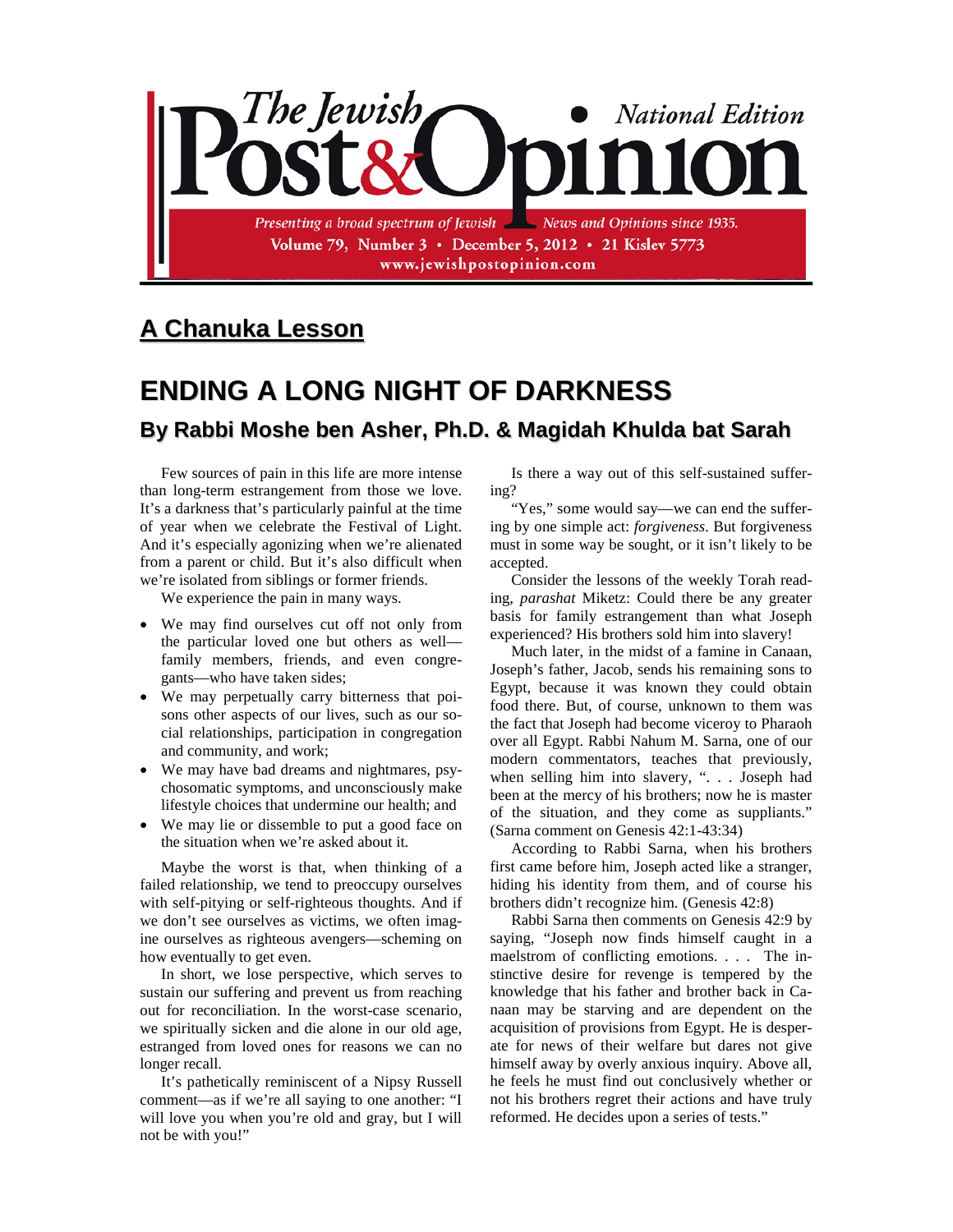# The Jewish Post & Opinion • National Edition

Presenting a broad spectrum of Jewish News and Opinions since 1935.
Volume 79, Number 3 • December 5, 2012 • 21 Kislev 5773
www.jewishpostopinion.com

## A Chanuka Lesson

# ENDING A LONG NIGHT OF DARKNESS

### By Rabbi Moshe ben Asher, Ph.D. & Magidah Khulda bat Sarah

Few sources of pain in this life are more intense than long-term estrangement from those we love. It's a darkness that's particularly painful at the time of year when we celebrate the Festival of Light. And it's especially agonizing when we're alienated from a parent or child. But it's also difficult when we're isolated from siblings or former friends.

We experience the pain in many ways.

- We may find ourselves cut off not only from the particular loved one but others as well—family members, friends, and even congregants—who have taken sides;
- We may perpetually carry bitterness that poisons other aspects of our lives, such as our social relationships, participation in congregation and community, and work;
- We may have bad dreams and nightmares, psychosomatic symptoms, and unconsciously make lifestyle choices that undermine our health; and
- We may lie or dissemble to put a good face on the situation when we're asked about it.

Maybe the worst is that, when thinking of a failed relationship, we tend to preoccupy ourselves with self-pitying or self-righteous thoughts. And if we don't see ourselves as victims, we often imagine ourselves as righteous avengers—scheming on how eventually to get even.

In short, we lose perspective, which serves to sustain our suffering and prevent us from reaching out for reconciliation. In the worst-case scenario, we spiritually sicken and die alone in our old age, estranged from loved ones for reasons we can no longer recall.

It's pathetically reminiscent of a Nipsy Russell comment—as if we're all saying to one another: "I will love you when you're old and gray, but I will not be with you!"

Is there a way out of this self-sustained suffering?

"Yes," some would say—we can end the suffering by one simple act: *forgiveness*. But forgiveness must in some way be sought, or it isn't likely to be accepted.

Consider the lessons of the weekly Torah reading, *parashat* Miketz: Could there be any greater basis for family estrangement than what Joseph experienced? His brothers sold him into slavery!

Much later, in the midst of a famine in Canaan, Joseph's father, Jacob, sends his remaining sons to Egypt, because it was known they could obtain food there. But, of course, unknown to them was the fact that Joseph had become viceroy to Pharaoh over all Egypt. Rabbi Nahum M. Sarna, one of our modern commentators, teaches that previously, when selling him into slavery, ". . . Joseph had been at the mercy of his brothers; now he is master of the situation, and they come as suppliants." (Sarna comment on Genesis 42:1-43:34)

According to Rabbi Sarna, when his brothers first came before him, Joseph acted like a stranger, hiding his identity from them, and of course his brothers didn't recognize him. (Genesis 42:8)

Rabbi Sarna then comments on Genesis 42:9 by saying, "Joseph now finds himself caught in a maelstrom of conflicting emotions. . . . The instinctive desire for revenge is tempered by the knowledge that his father and brother back in Canaan may be starving and are dependent on the acquisition of provisions from Egypt. He is desperate for news of their welfare but dares not give himself away by overly anxious inquiry. Above all, he feels he must find out conclusively whether or not his brothers regret their actions and have truly reformed. He decides upon a series of tests."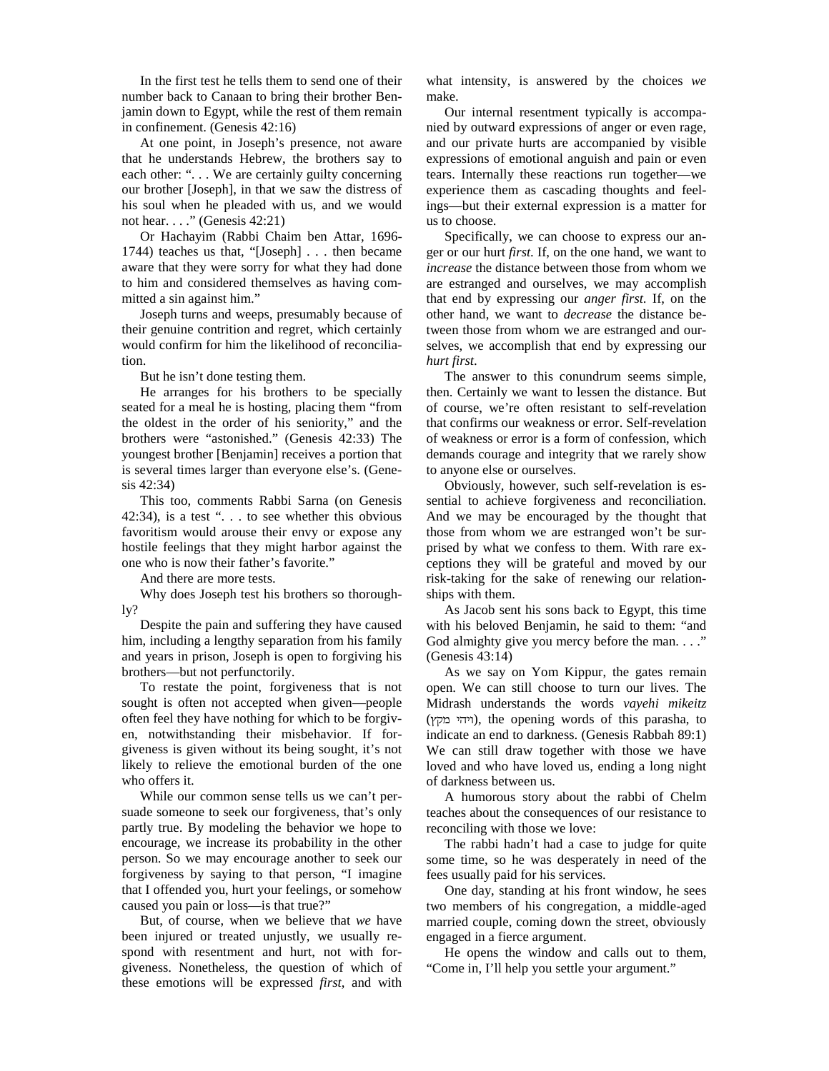In the first test he tells them to send one of their number back to Canaan to bring their brother Benjamin down to Egypt, while the rest of them remain in confinement. (Genesis 42:16)

At one point, in Joseph's presence, not aware that he understands Hebrew, the brothers say to each other: ". . . We are certainly guilty concerning our brother [Joseph], in that we saw the distress of his soul when he pleaded with us, and we would not hear. . . ." (Genesis 42:21)

Or Hachayim (Rabbi Chaim ben Attar, 1696-1744) teaches us that, "[Joseph] . . . then became aware that they were sorry for what they had done to him and considered themselves as having committed a sin against him."

Joseph turns and weeps, presumably because of their genuine contrition and regret, which certainly would confirm for him the likelihood of reconciliation.

But he isn't done testing them.

He arranges for his brothers to be specially seated for a meal he is hosting, placing them "from the oldest in the order of his seniority," and the brothers were "astonished." (Genesis 42:33) The youngest brother [Benjamin] receives a portion that is several times larger than everyone else's. (Genesis 42:34)

This too, comments Rabbi Sarna (on Genesis 42:34), is a test ". . . to see whether this obvious favoritism would arouse their envy or expose any hostile feelings that they might harbor against the one who is now their father's favorite."

And there are more tests.

Why does Joseph test his brothers so thoroughly?

Despite the pain and suffering they have caused him, including a lengthy separation from his family and years in prison, Joseph is open to forgiving his brothers—but not perfunctorily.

To restate the point, forgiveness that is not sought is often not accepted when given—people often feel they have nothing for which to be forgiven, notwithstanding their misbehavior. If forgiveness is given without its being sought, it's not likely to relieve the emotional burden of the one who offers it.

While our common sense tells us we can't persuade someone to seek our forgiveness, that's only partly true. By modeling the behavior we hope to encourage, we increase its probability in the other person. So we may encourage another to seek our forgiveness by saying to that person, "I imagine that I offended you, hurt your feelings, or somehow caused you pain or loss—is that true?"

But, of course, when we believe that *we* have been injured or treated unjustly, we usually respond with resentment and hurt, not with forgiveness. Nonetheless, the question of which of these emotions will be expressed *first*, and with what intensity, is answered by the choices *we* make.

Our internal resentment typically is accompanied by outward expressions of anger or even rage, and our private hurts are accompanied by visible expressions of emotional anguish and pain or even tears. Internally these reactions run together—we experience them as cascading thoughts and feelings—but their external expression is a matter for us to choose.

Specifically, we can choose to express our anger or our hurt *first*. If, on the one hand, we want to *increase* the distance between those from whom we are estranged and ourselves, we may accomplish that end by expressing our *anger first*. If, on the other hand, we want to *decrease* the distance between those from whom we are estranged and ourselves, we accomplish that end by expressing our *hurt first*.

The answer to this conundrum seems simple, then. Certainly we want to lessen the distance. But of course, we're often resistant to self-revelation that confirms our weakness or error. Self-revelation of weakness or error is a form of confession, which demands courage and integrity that we rarely show to anyone else or ourselves.

Obviously, however, such self-revelation is essential to achieve forgiveness and reconciliation. And we may be encouraged by the thought that those from whom we are estranged won't be surprised by what we confess to them. With rare exceptions they will be grateful and moved by our risk-taking for the sake of renewing our relationships with them.

As Jacob sent his sons back to Egypt, this time with his beloved Benjamin, he said to them: "and God almighty give you mercy before the man. . . ." (Genesis 43:14)

As we say on Yom Kippur, the gates remain open. We can still choose to turn our lives. The Midrash understands the words *vayehi mikeitz* (ויהי מקץ), the opening words of this parasha, to indicate an end to darkness. (Genesis Rabbah 89:1) We can still draw together with those we have loved and who have loved us, ending a long night of darkness between us.

A humorous story about the rabbi of Chelm teaches about the consequences of our resistance to reconciling with those we love:

The rabbi hadn't had a case to judge for quite some time, so he was desperately in need of the fees usually paid for his services.

One day, standing at his front window, he sees two members of his congregation, a middle-aged married couple, coming down the street, obviously engaged in a fierce argument.

He opens the window and calls out to them, "Come in, I'll help you settle your argument."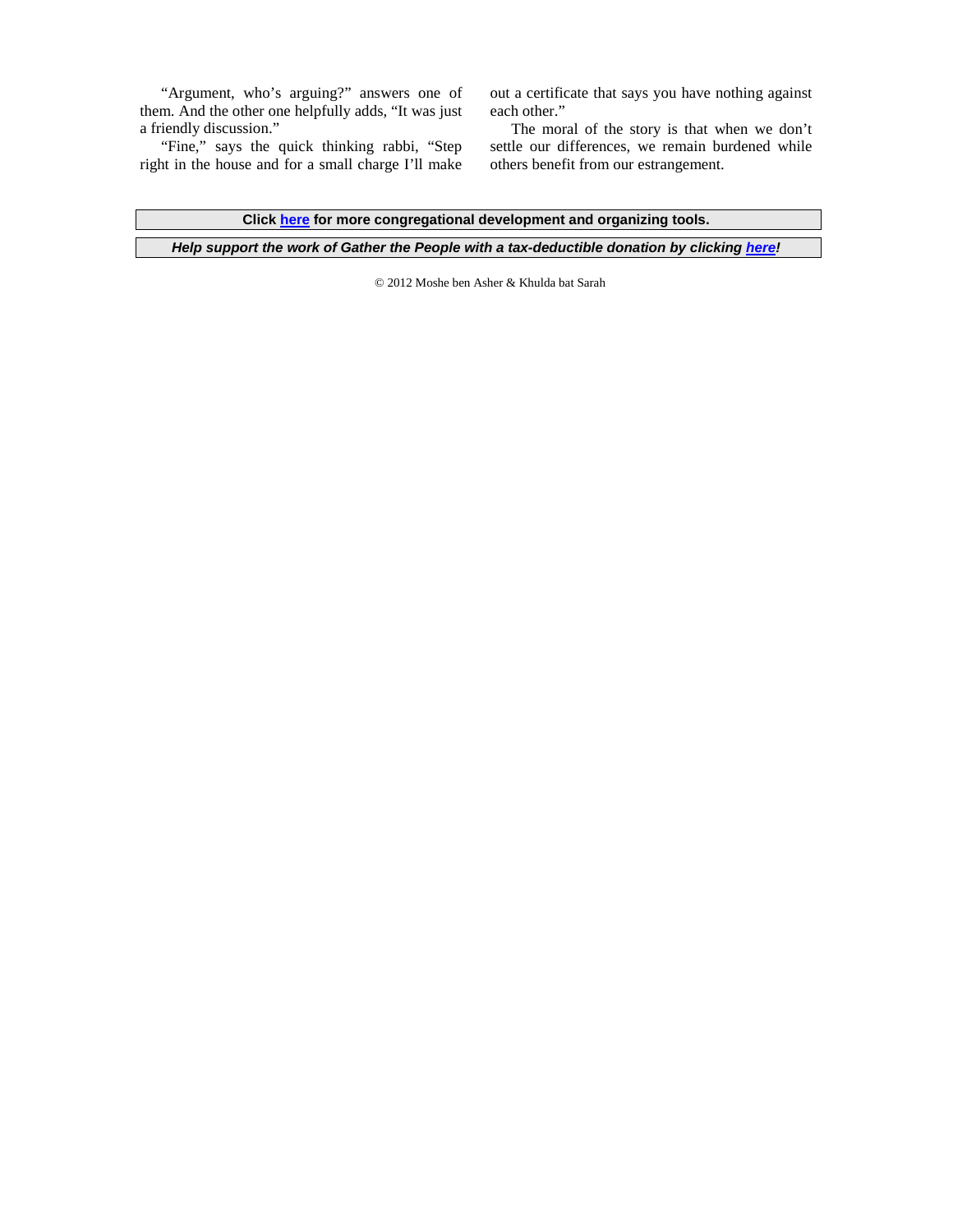"Argument, who's arguing?" answers one of them. And the other one helpfully adds, "It was just a friendly discussion."

"Fine," says the quick thinking rabbi, "Step right in the house and for a small charge I'll make out a certificate that says you have nothing against each other."

The moral of the story is that when we don't settle our differences, we remain burdened while others benefit from our estrangement.

**Click here for more congregational development and organizing tools.**

***Help support the work of Gather the People with a tax-deductible donation by clicking here!***

© 2012 Moshe ben Asher & Khulda bat Sarah